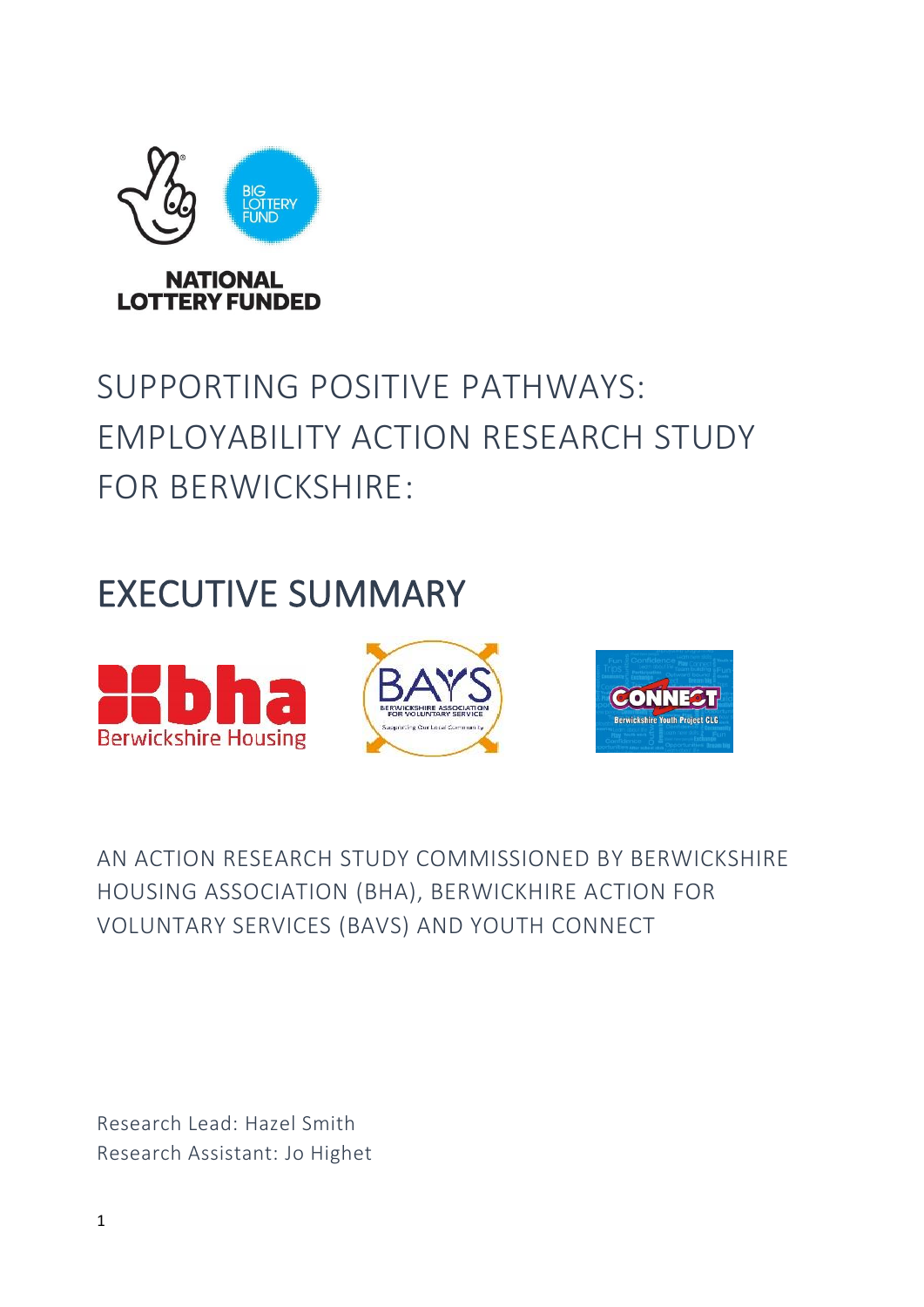NATIONAL LOTTERY FUNDED

# SUPPORTING POSITIVE PATHWAYS: EMPLOYABILITY ACTION RESEARCH STUDY FOR BERWICKSHIRE:

# EXECUTIVE SUMMARY

AN ACTION RESEARCH STUDY COMMISSIONED BY BERWICKSHIRE HOUSING ASSOCIATION (BHA), BERWICKHIRE ACTION FOR VOLUNTARY SERVICES (BAVS) AND YOUTH CONNECT

Research Lead: Hazel Smith
Research Assistant: Jo Highet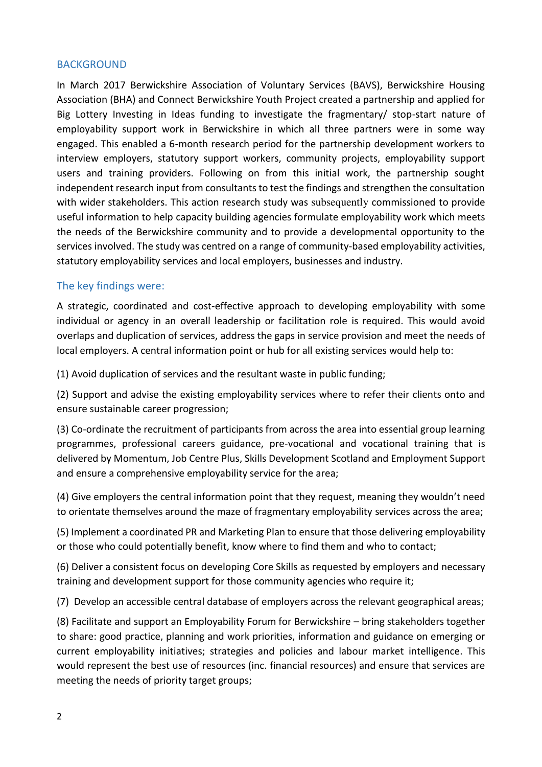## BACKGROUND

In March 2017 Berwickshire Association of Voluntary Services (BAVS), Berwickshire Housing Association (BHA) and Connect Berwickshire Youth Project created a partnership and applied for Big Lottery Investing in Ideas funding to investigate the fragmentary/ stop-start nature of employability support work in Berwickshire in which all three partners were in some way engaged. This enabled a 6-month research period for the partnership development workers to interview employers, statutory support workers, community projects, employability support users and training providers. Following on from this initial work, the partnership sought independent research input from consultants to test the findings and strengthen the consultation with wider stakeholders. This action research study was subsequently commissioned to provide useful information to help capacity building agencies formulate employability work which meets the needs of the Berwickshire community and to provide a developmental opportunity to the services involved. The study was centred on a range of community-based employability activities, statutory employability services and local employers, businesses and industry.

### The key findings were:

A strategic, coordinated and cost-effective approach to developing employability with some individual or agency in an overall leadership or facilitation role is required. This would avoid overlaps and duplication of services, address the gaps in service provision and meet the needs of local employers. A central information point or hub for all existing services would help to:

(1) Avoid duplication of services and the resultant waste in public funding;

(2) Support and advise the existing employability services where to refer their clients onto and ensure sustainable career progression;

(3) Co-ordinate the recruitment of participants from across the area into essential group learning programmes, professional careers guidance, pre-vocational and vocational training that is delivered by Momentum, Job Centre Plus, Skills Development Scotland and Employment Support and ensure a comprehensive employability service for the area;

(4) Give employers the central information point that they request, meaning they wouldn't need to orientate themselves around the maze of fragmentary employability services across the area;

(5) Implement a coordinated PR and Marketing Plan to ensure that those delivering employability or those who could potentially benefit, know where to find them and who to contact;

(6) Deliver a consistent focus on developing Core Skills as requested by employers and necessary training and development support for those community agencies who require it;

(7) Develop an accessible central database of employers across the relevant geographical areas;

(8) Facilitate and support an Employability Forum for Berwickshire – bring stakeholders together to share: good practice, planning and work priorities, information and guidance on emerging or current employability initiatives; strategies and policies and labour market intelligence. This would represent the best use of resources (inc. financial resources) and ensure that services are meeting the needs of priority target groups;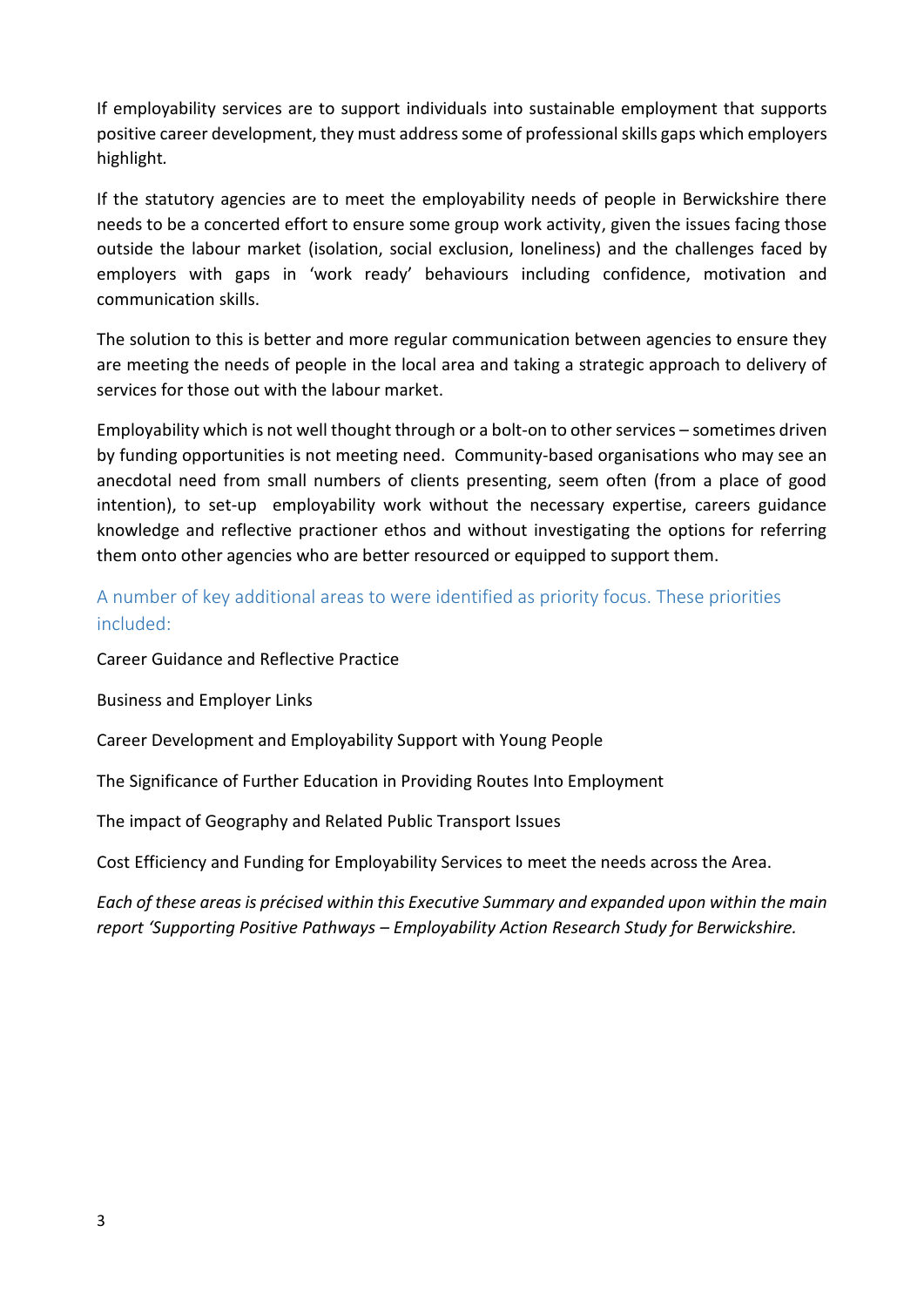If employability services are to support individuals into sustainable employment that supports positive career development, they must address some of professional skills gaps which employers highlight.

If the statutory agencies are to meet the employability needs of people in Berwickshire there needs to be a concerted effort to ensure some group work activity, given the issues facing those outside the labour market (isolation, social exclusion, loneliness) and the challenges faced by employers with gaps in 'work ready' behaviours including confidence, motivation and communication skills.

The solution to this is better and more regular communication between agencies to ensure they are meeting the needs of people in the local area and taking a strategic approach to delivery of services for those out with the labour market.

Employability which is not well thought through or a bolt-on to other services – sometimes driven by funding opportunities is not meeting need. Community-based organisations who may see an anecdotal need from small numbers of clients presenting, seem often (from a place of good intention), to set-up employability work without the necessary expertise, careers guidance knowledge and reflective practioner ethos and without investigating the options for referring them onto other agencies who are better resourced or equipped to support them.

## A number of key additional areas to were identified as priority focus. These priorities included:

Career Guidance and Reflective Practice

Business and Employer Links

Career Development and Employability Support with Young People

The Significance of Further Education in Providing Routes Into Employment

The impact of Geography and Related Public Transport Issues

Cost Efficiency and Funding for Employability Services to meet the needs across the Area.

*Each of these areas is précised within this Executive Summary and expanded upon within the main report 'Supporting Positive Pathways – Employability Action Research Study for Berwickshire.*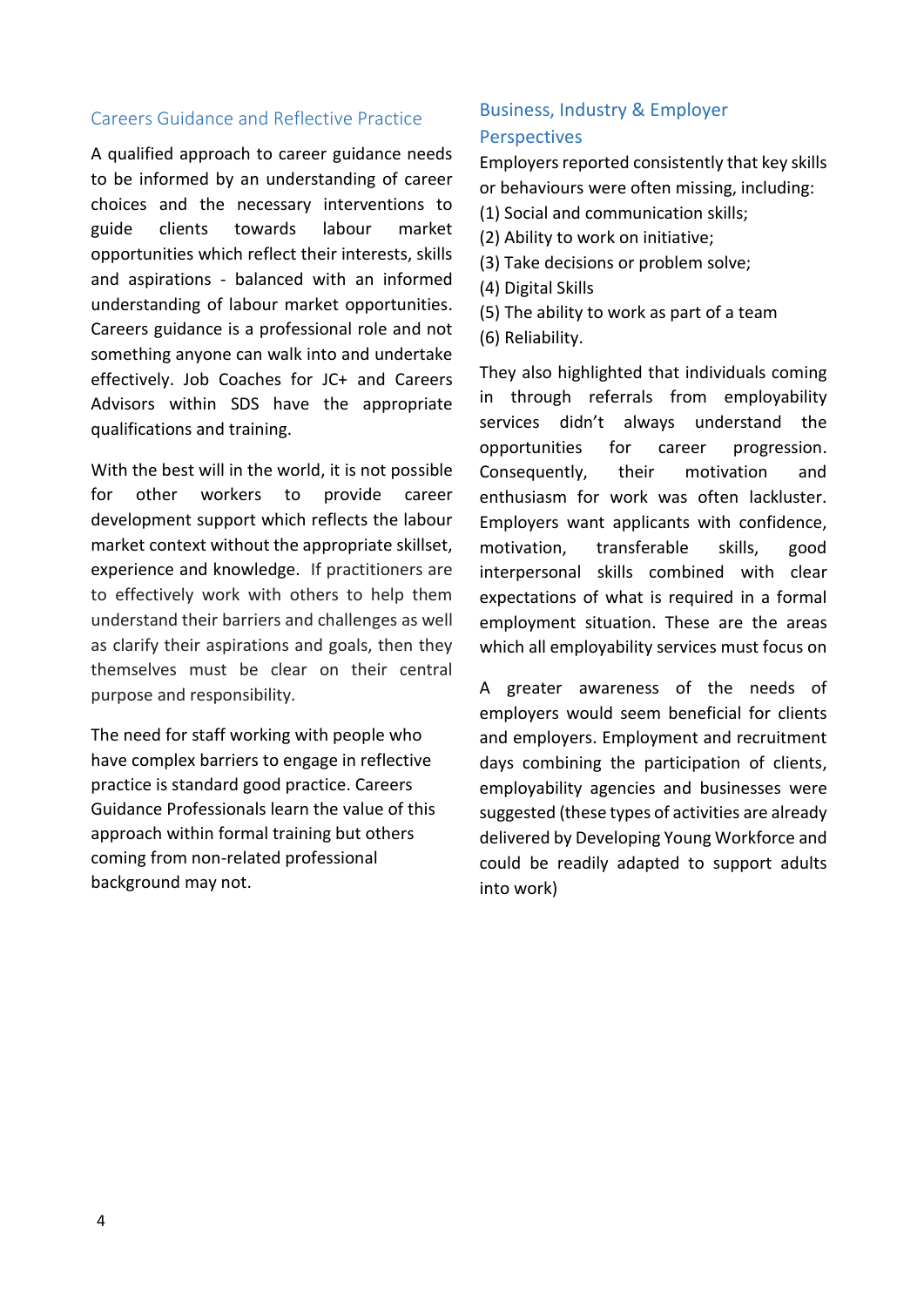## Careers Guidance and Reflective Practice

A qualified approach to career guidance needs to be informed by an understanding of career choices and the necessary interventions to guide clients towards labour market opportunities which reflect their interests, skills and aspirations - balanced with an informed understanding of labour market opportunities. Careers guidance is a professional role and not something anyone can walk into and undertake effectively. Job Coaches for JC+ and Careers Advisors within SDS have the appropriate qualifications and training.

With the best will in the world, it is not possible for other workers to provide career development support which reflects the labour market context without the appropriate skillset, experience and knowledge. If practitioners are to effectively work with others to help them understand their barriers and challenges as well as clarify their aspirations and goals, then they themselves must be clear on their central purpose and responsibility.

The need for staff working with people who have complex barriers to engage in reflective practice is standard good practice. Careers Guidance Professionals learn the value of this approach within formal training but others coming from non-related professional background may not.

## Business, Industry & Employer Perspectives

Employers reported consistently that key skills or behaviours were often missing, including:

(1) Social and communication skills;
(2) Ability to work on initiative;
(3) Take decisions or problem solve;
(4) Digital Skills
(5) The ability to work as part of a team
(6) Reliability.

They also highlighted that individuals coming in through referrals from employability services didn't always understand the opportunities for career progression. Consequently, their motivation and enthusiasm for work was often lackluster. Employers want applicants with confidence, motivation, transferable skills, good interpersonal skills combined with clear expectations of what is required in a formal employment situation. These are the areas which all employability services must focus on

A greater awareness of the needs of employers would seem beneficial for clients and employers. Employment and recruitment days combining the participation of clients, employability agencies and businesses were suggested (these types of activities are already delivered by Developing Young Workforce and could be readily adapted to support adults into work)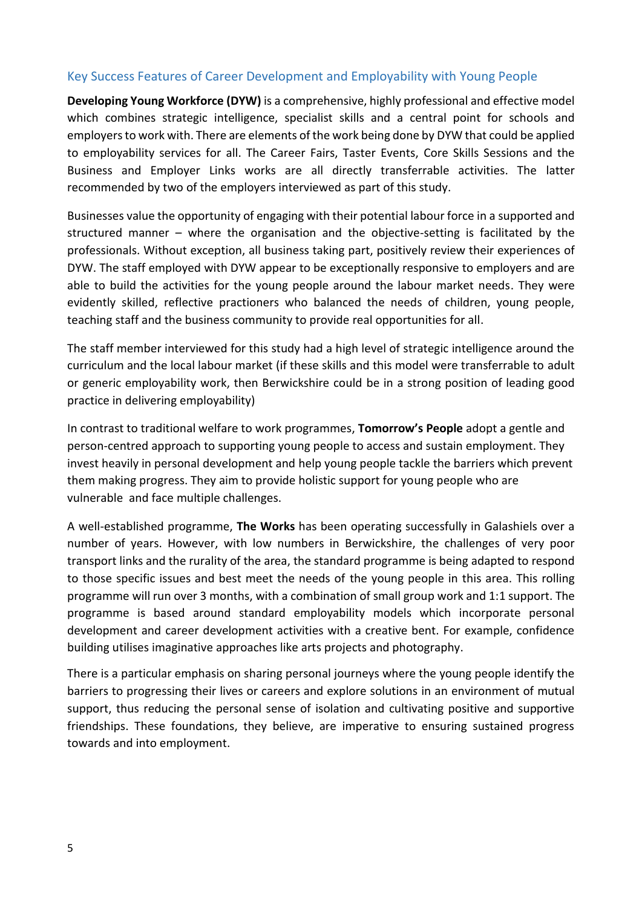## Key Success Features of Career Development and Employability with Young People

**Developing Young Workforce (DYW)** is a comprehensive, highly professional and effective model which combines strategic intelligence, specialist skills and a central point for schools and employers to work with. There are elements of the work being done by DYW that could be applied to employability services for all. The Career Fairs, Taster Events, Core Skills Sessions and the Business and Employer Links works are all directly transferrable activities. The latter recommended by two of the employers interviewed as part of this study.

Businesses value the opportunity of engaging with their potential labour force in a supported and structured manner – where the organisation and the objective-setting is facilitated by the professionals. Without exception, all business taking part, positively review their experiences of DYW. The staff employed with DYW appear to be exceptionally responsive to employers and are able to build the activities for the young people around the labour market needs. They were evidently skilled, reflective practioners who balanced the needs of children, young people, teaching staff and the business community to provide real opportunities for all.

The staff member interviewed for this study had a high level of strategic intelligence around the curriculum and the local labour market (if these skills and this model were transferrable to adult or generic employability work, then Berwickshire could be in a strong position of leading good practice in delivering employability)

In contrast to traditional welfare to work programmes, **Tomorrow's People** adopt a gentle and person-centred approach to supporting young people to access and sustain employment. They invest heavily in personal development and help young people tackle the barriers which prevent them making progress. They aim to provide holistic support for young people who are vulnerable and face multiple challenges.

A well-established programme, **The Works** has been operating successfully in Galashiels over a number of years. However, with low numbers in Berwickshire, the challenges of very poor transport links and the rurality of the area, the standard programme is being adapted to respond to those specific issues and best meet the needs of the young people in this area. This rolling programme will run over 3 months, with a combination of small group work and 1:1 support. The programme is based around standard employability models which incorporate personal development and career development activities with a creative bent. For example, confidence building utilises imaginative approaches like arts projects and photography.

There is a particular emphasis on sharing personal journeys where the young people identify the barriers to progressing their lives or careers and explore solutions in an environment of mutual support, thus reducing the personal sense of isolation and cultivating positive and supportive friendships. These foundations, they believe, are imperative to ensuring sustained progress towards and into employment.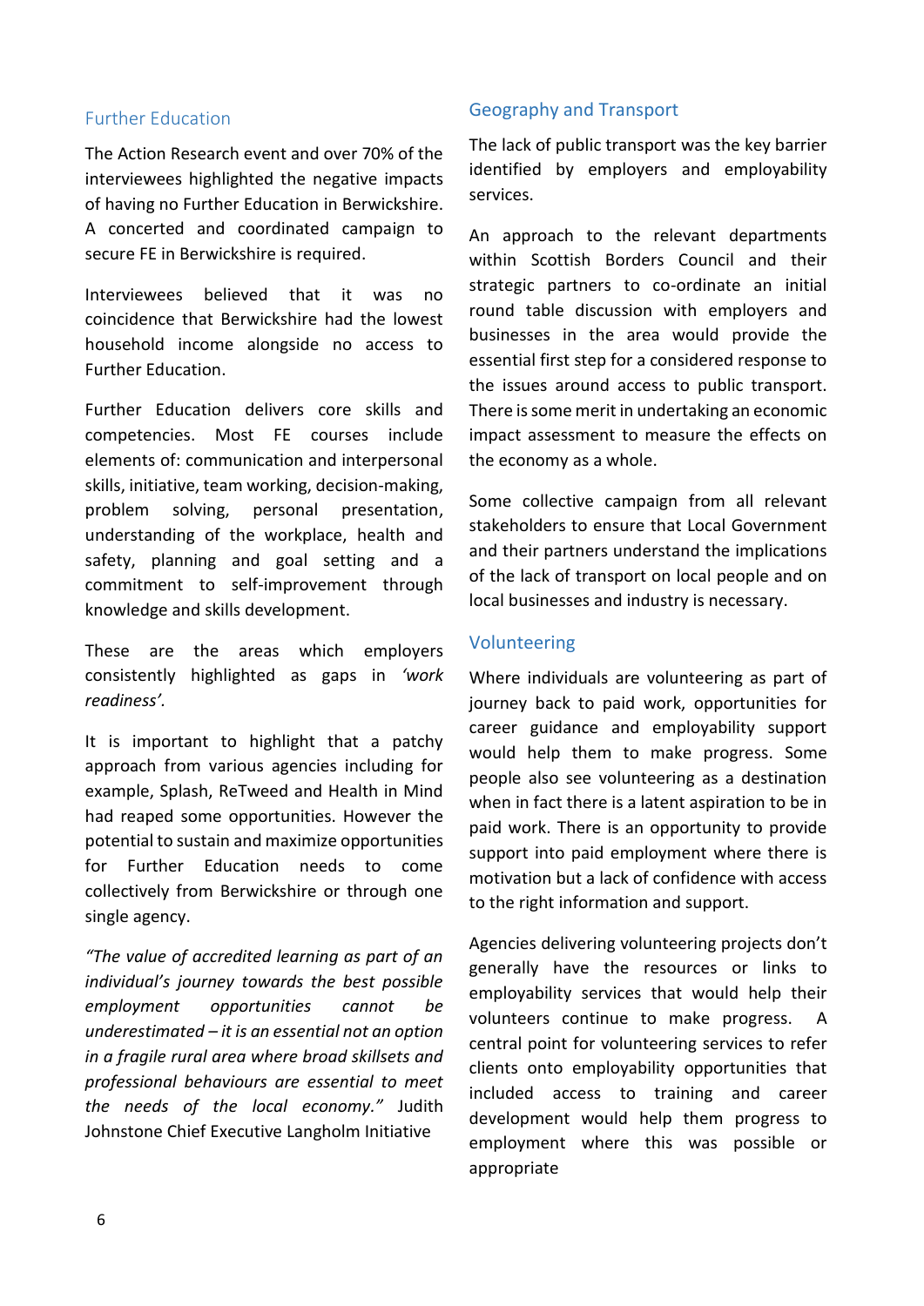## Further Education

The Action Research event and over 70% of the interviewees highlighted the negative impacts of having no Further Education in Berwickshire. A concerted and coordinated campaign to secure FE in Berwickshire is required.

Interviewees believed that it was no coincidence that Berwickshire had the lowest household income alongside no access to Further Education.

Further Education delivers core skills and competencies. Most FE courses include elements of: communication and interpersonal skills, initiative, team working, decision-making, problem solving, personal presentation, understanding of the workplace, health and safety, planning and goal setting and a commitment to self-improvement through knowledge and skills development.

These are the areas which employers consistently highlighted as gaps in *'work readiness'.*

It is important to highlight that a patchy approach from various agencies including for example, Splash, ReTweed and Health in Mind had reaped some opportunities. However the potential to sustain and maximize opportunities for Further Education needs to come collectively from Berwickshire or through one single agency.

*"The value of accredited learning as part of an individual's journey towards the best possible employment opportunities cannot be underestimated – it is an essential not an option in a fragile rural area where broad skillsets and professional behaviours are essential to meet the needs of the local economy."* Judith Johnstone Chief Executive Langholm Initiative

## Geography and Transport

The lack of public transport was the key barrier identified by employers and employability services.

An approach to the relevant departments within Scottish Borders Council and their strategic partners to co-ordinate an initial round table discussion with employers and businesses in the area would provide the essential first step for a considered response to the issues around access to public transport. There is some merit in undertaking an economic impact assessment to measure the effects on the economy as a whole.

Some collective campaign from all relevant stakeholders to ensure that Local Government and their partners understand the implications of the lack of transport on local people and on local businesses and industry is necessary.

## Volunteering

Where individuals are volunteering as part of journey back to paid work, opportunities for career guidance and employability support would help them to make progress. Some people also see volunteering as a destination when in fact there is a latent aspiration to be in paid work. There is an opportunity to provide support into paid employment where there is motivation but a lack of confidence with access to the right information and support.

Agencies delivering volunteering projects don't generally have the resources or links to employability services that would help their volunteers continue to make progress. A central point for volunteering services to refer clients onto employability opportunities that included access to training and career development would help them progress to employment where this was possible or appropriate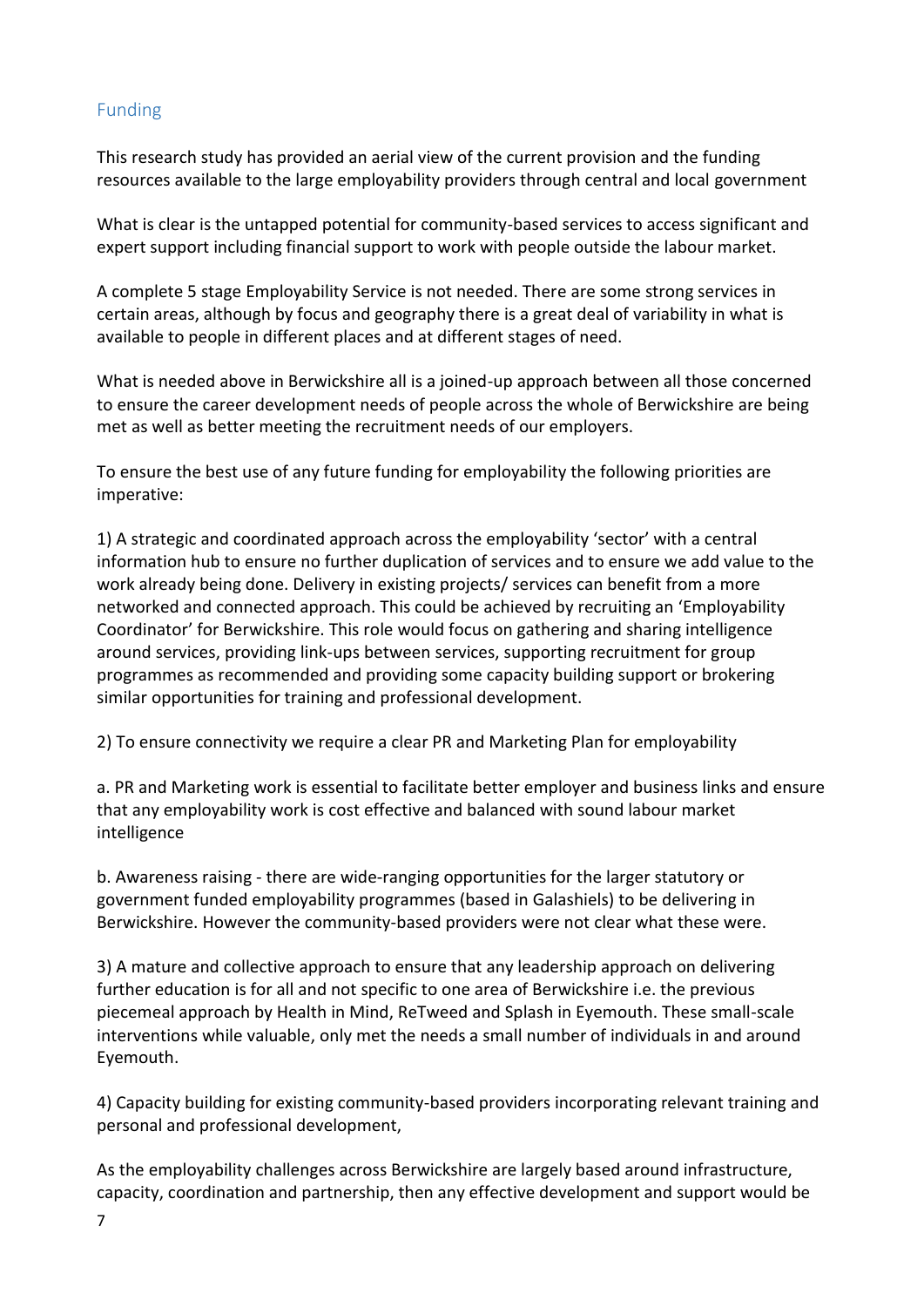## Funding

This research study has provided an aerial view of the current provision and the funding resources available to the large employability providers through central and local government

What is clear is the untapped potential for community-based services to access significant and expert support including financial support to work with people outside the labour market.

A complete 5 stage Employability Service is not needed. There are some strong services in certain areas, although by focus and geography there is a great deal of variability in what is available to people in different places and at different stages of need.

What is needed above in Berwickshire all is a joined-up approach between all those concerned to ensure the career development needs of people across the whole of Berwickshire are being met as well as better meeting the recruitment needs of our employers.

To ensure the best use of any future funding for employability the following priorities are imperative:

1) A strategic and coordinated approach across the employability 'sector' with a central information hub to ensure no further duplication of services and to ensure we add value to the work already being done. Delivery in existing projects/ services can benefit from a more networked and connected approach. This could be achieved by recruiting an 'Employability Coordinator' for Berwickshire. This role would focus on gathering and sharing intelligence around services, providing link-ups between services, supporting recruitment for group programmes as recommended and providing some capacity building support or brokering similar opportunities for training and professional development.

2) To ensure connectivity we require a clear PR and Marketing Plan for employability

a. PR and Marketing work is essential to facilitate better employer and business links and ensure that any employability work is cost effective and balanced with sound labour market intelligence

b. Awareness raising - there are wide-ranging opportunities for the larger statutory or government funded employability programmes (based in Galashiels) to be delivering in Berwickshire. However the community-based providers were not clear what these were.

3) A mature and collective approach to ensure that any leadership approach on delivering further education is for all and not specific to one area of Berwickshire i.e. the previous piecemeal approach by Health in Mind, ReTweed and Splash in Eyemouth. These small-scale interventions while valuable, only met the needs a small number of individuals in and around Eyemouth.

4) Capacity building for existing community-based providers incorporating relevant training and personal and professional development,

As the employability challenges across Berwickshire are largely based around infrastructure, capacity, coordination and partnership, then any effective development and support would be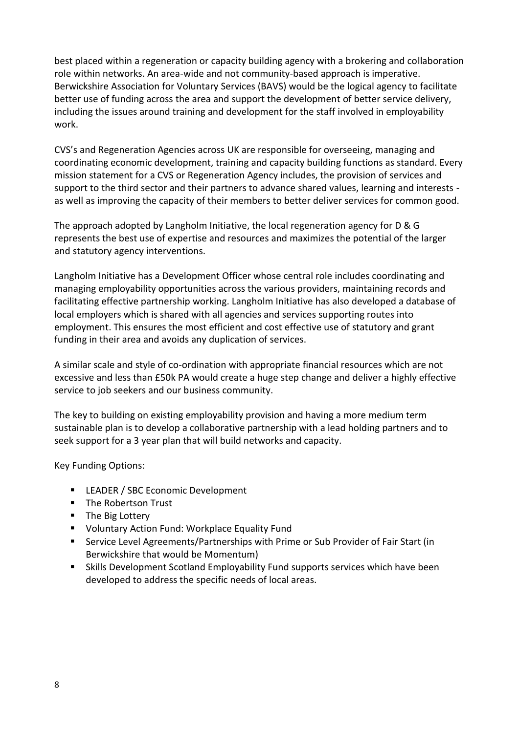best placed within a regeneration or capacity building agency with a brokering and collaboration role within networks. An area-wide and not community-based approach is imperative. Berwickshire Association for Voluntary Services (BAVS) would be the logical agency to facilitate better use of funding across the area and support the development of better service delivery, including the issues around training and development for the staff involved in employability work.

CVS's and Regeneration Agencies across UK are responsible for overseeing, managing and coordinating economic development, training and capacity building functions as standard. Every mission statement for a CVS or Regeneration Agency includes, the provision of services and support to the third sector and their partners to advance shared values, learning and interests - as well as improving the capacity of their members to better deliver services for common good.

The approach adopted by Langholm Initiative, the local regeneration agency for D & G represents the best use of expertise and resources and maximizes the potential of the larger and statutory agency interventions.

Langholm Initiative has a Development Officer whose central role includes coordinating and managing employability opportunities across the various providers, maintaining records and facilitating effective partnership working. Langholm Initiative has also developed a database of local employers which is shared with all agencies and services supporting routes into employment. This ensures the most efficient and cost effective use of statutory and grant funding in their area and avoids any duplication of services.

A similar scale and style of co-ordination with appropriate financial resources which are not excessive and less than £50k PA would create a huge step change and deliver a highly effective service to job seekers and our business community.

The key to building on existing employability provision and having a more medium term sustainable plan is to develop a collaborative partnership with a lead holding partners and to seek support for a 3 year plan that will build networks and capacity.

Key Funding Options:

- LEADER / SBC Economic Development
- The Robertson Trust
- The Big Lottery
- Voluntary Action Fund: Workplace Equality Fund
- Service Level Agreements/Partnerships with Prime or Sub Provider of Fair Start (in Berwickshire that would be Momentum)
- Skills Development Scotland Employability Fund supports services which have been developed to address the specific needs of local areas.